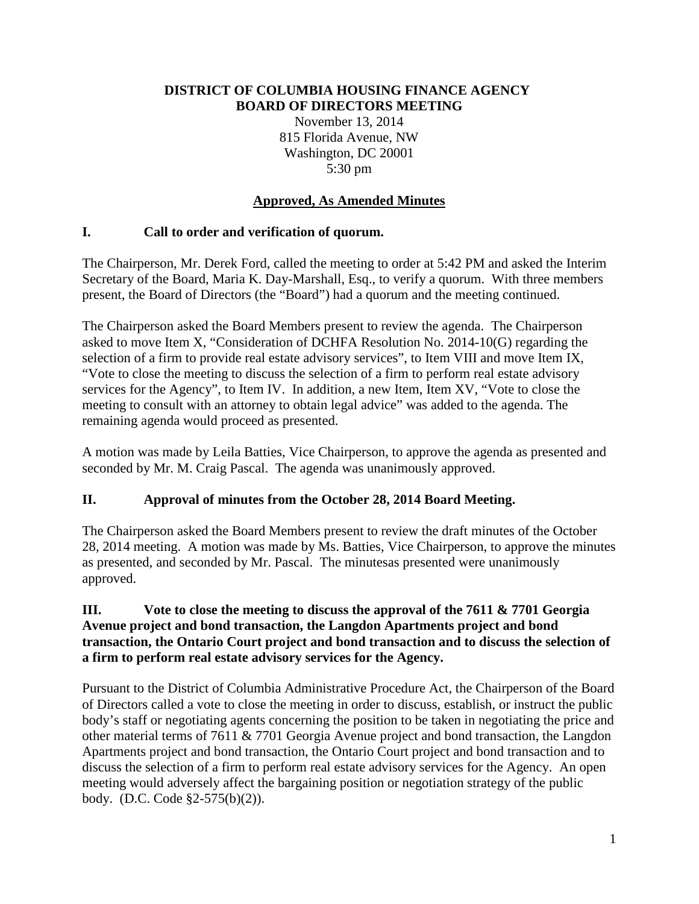**DISTRICT OF COLUMBIA HOUSING FINANCE AGENCY**
**BOARD OF DIRECTORS MEETING**

November 13, 2014
815 Florida Avenue, NW
Washington, DC 20001
5:30 pm

**Approved, As Amended Minutes**

## I. Call to order and verification of quorum.

The Chairperson, Mr. Derek Ford, called the meeting to order at 5:42 PM and asked the Interim Secretary of the Board, Maria K. Day-Marshall, Esq., to verify a quorum. With three members present, the Board of Directors (the "Board") had a quorum and the meeting continued.

The Chairperson asked the Board Members present to review the agenda. The Chairperson asked to move Item X, "Consideration of DCHFA Resolution No. 2014-10(G) regarding the selection of a firm to provide real estate advisory services", to Item VIII and move Item IX, "Vote to close the meeting to discuss the selection of a firm to perform real estate advisory services for the Agency", to Item IV. In addition, a new Item, Item XV, "Vote to close the meeting to consult with an attorney to obtain legal advice" was added to the agenda. The remaining agenda would proceed as presented.

A motion was made by Leila Batties, Vice Chairperson, to approve the agenda as presented and seconded by Mr. M. Craig Pascal. The agenda was unanimously approved.

## II. Approval of minutes from the October 28, 2014 Board Meeting.

The Chairperson asked the Board Members present to review the draft minutes of the October 28, 2014 meeting. A motion was made by Ms. Batties, Vice Chairperson, to approve the minutes as presented, and seconded by Mr. Pascal. The minutesas presented were unanimously approved.

## III. Vote to close the meeting to discuss the approval of the 7611 & 7701 Georgia Avenue project and bond transaction, the Langdon Apartments project and bond transaction, the Ontario Court project and bond transaction and to discuss the selection of a firm to perform real estate advisory services for the Agency.

Pursuant to the District of Columbia Administrative Procedure Act, the Chairperson of the Board of Directors called a vote to close the meeting in order to discuss, establish, or instruct the public body's staff or negotiating agents concerning the position to be taken in negotiating the price and other material terms of 7611 & 7701 Georgia Avenue project and bond transaction, the Langdon Apartments project and bond transaction, the Ontario Court project and bond transaction and to discuss the selection of a firm to perform real estate advisory services for the Agency. An open meeting would adversely affect the bargaining position or negotiation strategy of the public body. (D.C. Code §2-575(b)(2)).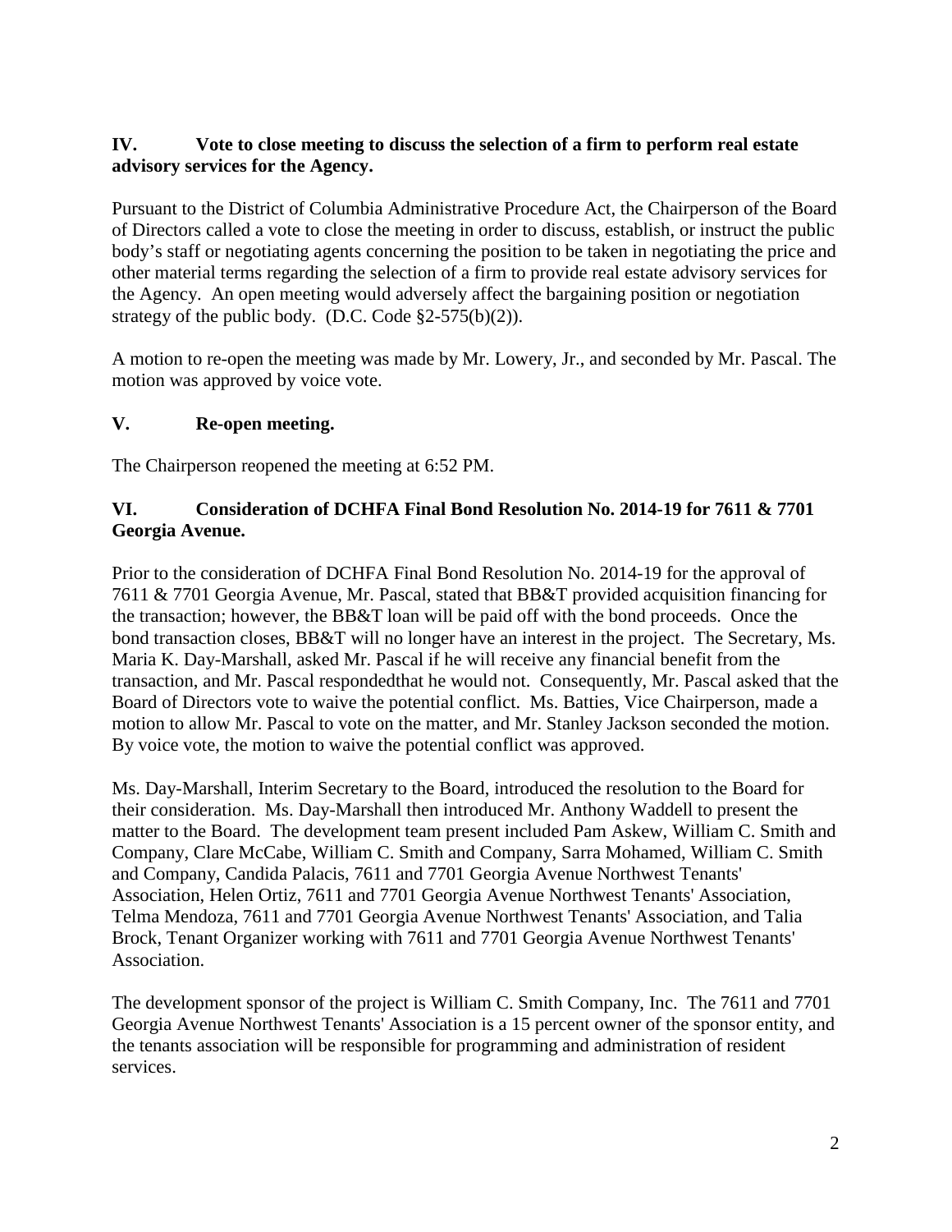**IV. Vote to close meeting to discuss the selection of a firm to perform real estate advisory services for the Agency.**

Pursuant to the District of Columbia Administrative Procedure Act, the Chairperson of the Board of Directors called a vote to close the meeting in order to discuss, establish, or instruct the public body's staff or negotiating agents concerning the position to be taken in negotiating the price and other material terms regarding the selection of a firm to provide real estate advisory services for the Agency. An open meeting would adversely affect the bargaining position or negotiation strategy of the public body. (D.C. Code §2-575(b)(2)).

A motion to re-open the meeting was made by Mr. Lowery, Jr., and seconded by Mr. Pascal. The motion was approved by voice vote.

**V. Re-open meeting.**

The Chairperson reopened the meeting at 6:52 PM.

**VI. Consideration of DCHFA Final Bond Resolution No. 2014-19 for 7611 & 7701 Georgia Avenue.**

Prior to the consideration of DCHFA Final Bond Resolution No. 2014-19 for the approval of 7611 & 7701 Georgia Avenue, Mr. Pascal, stated that BB&T provided acquisition financing for the transaction; however, the BB&T loan will be paid off with the bond proceeds. Once the bond transaction closes, BB&T will no longer have an interest in the project. The Secretary, Ms. Maria K. Day-Marshall, asked Mr. Pascal if he will receive any financial benefit from the transaction, and Mr. Pascal respondedthat he would not. Consequently, Mr. Pascal asked that the Board of Directors vote to waive the potential conflict. Ms. Batties, Vice Chairperson, made a motion to allow Mr. Pascal to vote on the matter, and Mr. Stanley Jackson seconded the motion. By voice vote, the motion to waive the potential conflict was approved.

Ms. Day-Marshall, Interim Secretary to the Board, introduced the resolution to the Board for their consideration. Ms. Day-Marshall then introduced Mr. Anthony Waddell to present the matter to the Board. The development team present included Pam Askew, William C. Smith and Company, Clare McCabe, William C. Smith and Company, Sarra Mohamed, William C. Smith and Company, Candida Palacis, 7611 and 7701 Georgia Avenue Northwest Tenants' Association, Helen Ortiz, 7611 and 7701 Georgia Avenue Northwest Tenants' Association, Telma Mendoza, 7611 and 7701 Georgia Avenue Northwest Tenants' Association, and Talia Brock, Tenant Organizer working with 7611 and 7701 Georgia Avenue Northwest Tenants' Association.

The development sponsor of the project is William C. Smith Company, Inc. The 7611 and 7701 Georgia Avenue Northwest Tenants' Association is a 15 percent owner of the sponsor entity, and the tenants association will be responsible for programming and administration of resident services.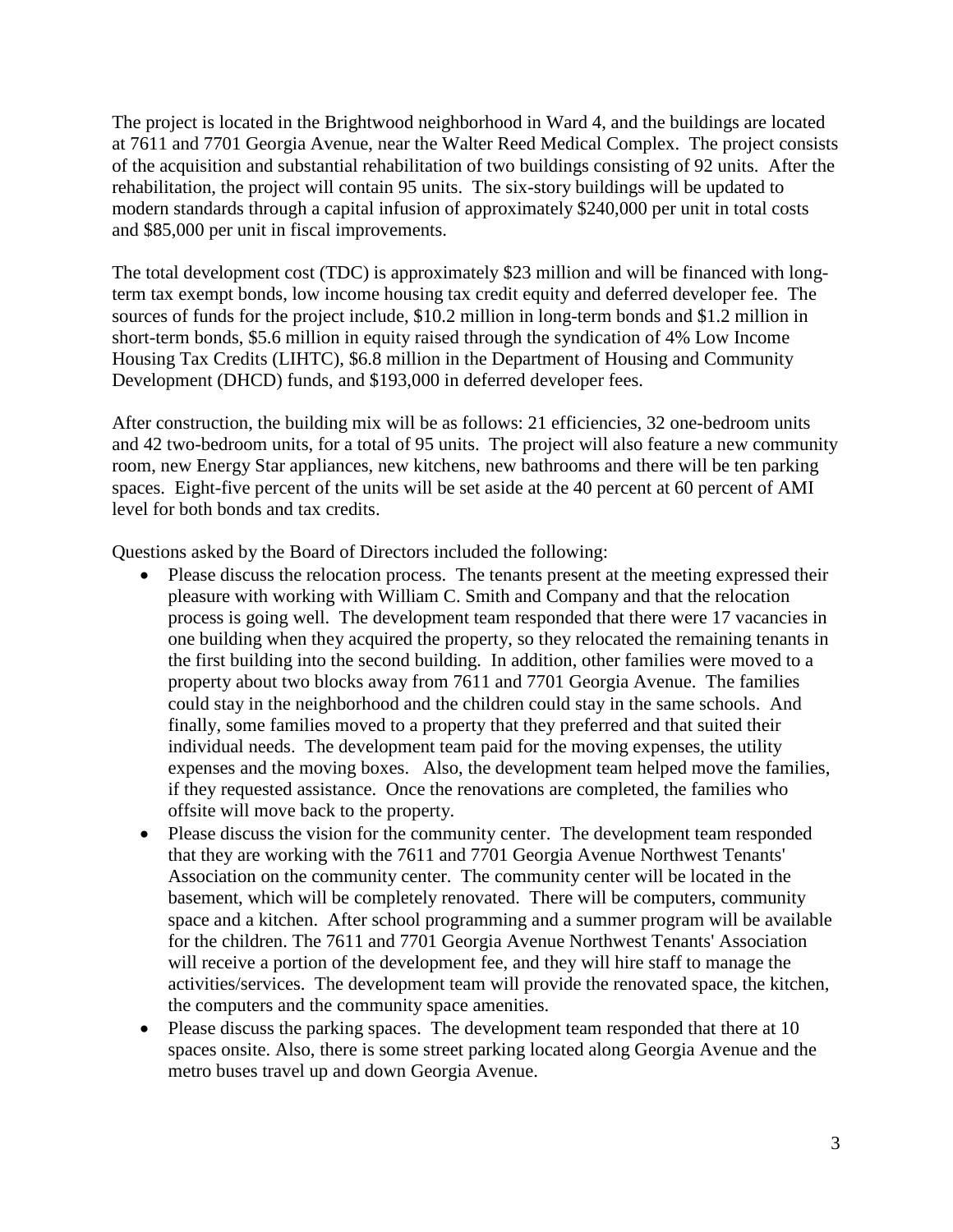The project is located in the Brightwood neighborhood in Ward 4, and the buildings are located at 7611 and 7701 Georgia Avenue, near the Walter Reed Medical Complex. The project consists of the acquisition and substantial rehabilitation of two buildings consisting of 92 units. After the rehabilitation, the project will contain 95 units. The six-story buildings will be updated to modern standards through a capital infusion of approximately $240,000 per unit in total costs and $85,000 per unit in fiscal improvements.

The total development cost (TDC) is approximately $23 million and will be financed with long-term tax exempt bonds, low income housing tax credit equity and deferred developer fee. The sources of funds for the project include, $10.2 million in long-term bonds and $1.2 million in short-term bonds, $5.6 million in equity raised through the syndication of 4% Low Income Housing Tax Credits (LIHTC), $6.8 million in the Department of Housing and Community Development (DHCD) funds, and $193,000 in deferred developer fees.

After construction, the building mix will be as follows: 21 efficiencies, 32 one-bedroom units and 42 two-bedroom units, for a total of 95 units. The project will also feature a new community room, new Energy Star appliances, new kitchens, new bathrooms and there will be ten parking spaces. Eight-five percent of the units will be set aside at the 40 percent at 60 percent of AMI level for both bonds and tax credits.

Questions asked by the Board of Directors included the following:

- Please discuss the relocation process. The tenants present at the meeting expressed their pleasure with working with William C. Smith and Company and that the relocation process is going well. The development team responded that there were 17 vacancies in one building when they acquired the property, so they relocated the remaining tenants in the first building into the second building. In addition, other families were moved to a property about two blocks away from 7611 and 7701 Georgia Avenue. The families could stay in the neighborhood and the children could stay in the same schools. And finally, some families moved to a property that they preferred and that suited their individual needs. The development team paid for the moving expenses, the utility expenses and the moving boxes. Also, the development team helped move the families, if they requested assistance. Once the renovations are completed, the families who offsite will move back to the property.
- Please discuss the vision for the community center. The development team responded that they are working with the 7611 and 7701 Georgia Avenue Northwest Tenants' Association on the community center. The community center will be located in the basement, which will be completely renovated. There will be computers, community space and a kitchen. After school programming and a summer program will be available for the children. The 7611 and 7701 Georgia Avenue Northwest Tenants' Association will receive a portion of the development fee, and they will hire staff to manage the activities/services. The development team will provide the renovated space, the kitchen, the computers and the community space amenities.
- Please discuss the parking spaces. The development team responded that there at 10 spaces onsite. Also, there is some street parking located along Georgia Avenue and the metro buses travel up and down Georgia Avenue.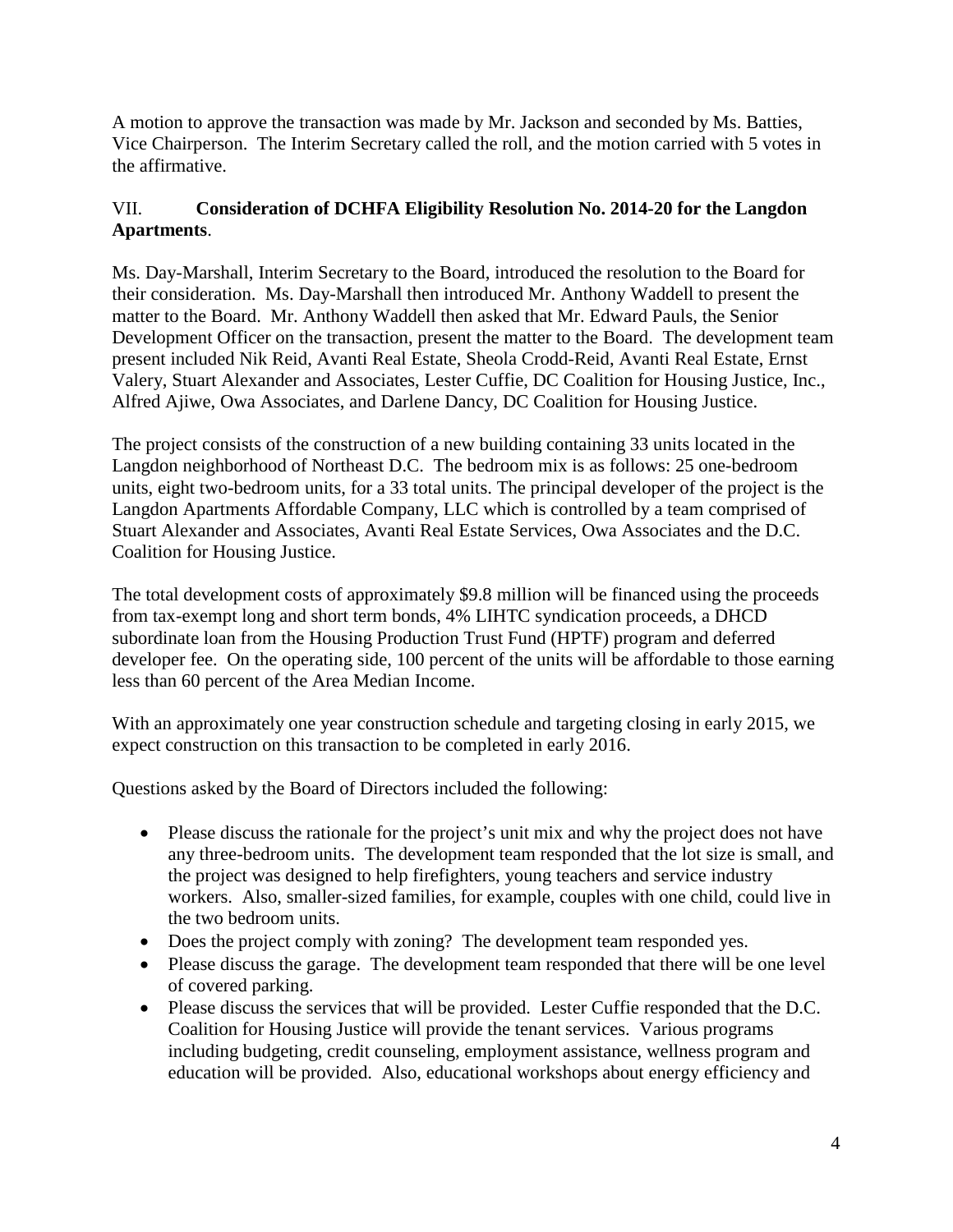A motion to approve the transaction was made by Mr. Jackson and seconded by Ms. Batties, Vice Chairperson. The Interim Secretary called the roll, and the motion carried with 5 votes in the affirmative.

## VII. **Consideration of DCHFA Eligibility Resolution No. 2014-20 for the Langdon Apartments**.

Ms. Day-Marshall, Interim Secretary to the Board, introduced the resolution to the Board for their consideration. Ms. Day-Marshall then introduced Mr. Anthony Waddell to present the matter to the Board. Mr. Anthony Waddell then asked that Mr. Edward Pauls, the Senior Development Officer on the transaction, present the matter to the Board. The development team present included Nik Reid, Avanti Real Estate, Sheola Crodd-Reid, Avanti Real Estate, Ernst Valery, Stuart Alexander and Associates, Lester Cuffie, DC Coalition for Housing Justice, Inc., Alfred Ajiwe, Owa Associates, and Darlene Dancy, DC Coalition for Housing Justice.

The project consists of the construction of a new building containing 33 units located in the Langdon neighborhood of Northeast D.C. The bedroom mix is as follows: 25 one-bedroom units, eight two-bedroom units, for a 33 total units. The principal developer of the project is the Langdon Apartments Affordable Company, LLC which is controlled by a team comprised of Stuart Alexander and Associates, Avanti Real Estate Services, Owa Associates and the D.C. Coalition for Housing Justice.

The total development costs of approximately $9.8 million will be financed using the proceeds from tax-exempt long and short term bonds, 4% LIHTC syndication proceeds, a DHCD subordinate loan from the Housing Production Trust Fund (HPTF) program and deferred developer fee. On the operating side, 100 percent of the units will be affordable to those earning less than 60 percent of the Area Median Income.

With an approximately one year construction schedule and targeting closing in early 2015, we expect construction on this transaction to be completed in early 2016.

Questions asked by the Board of Directors included the following:

- Please discuss the rationale for the project's unit mix and why the project does not have any three-bedroom units. The development team responded that the lot size is small, and the project was designed to help firefighters, young teachers and service industry workers. Also, smaller-sized families, for example, couples with one child, could live in the two bedroom units.
- Does the project comply with zoning? The development team responded yes.
- Please discuss the garage. The development team responded that there will be one level of covered parking.
- Please discuss the services that will be provided. Lester Cuffie responded that the D.C. Coalition for Housing Justice will provide the tenant services. Various programs including budgeting, credit counseling, employment assistance, wellness program and education will be provided. Also, educational workshops about energy efficiency and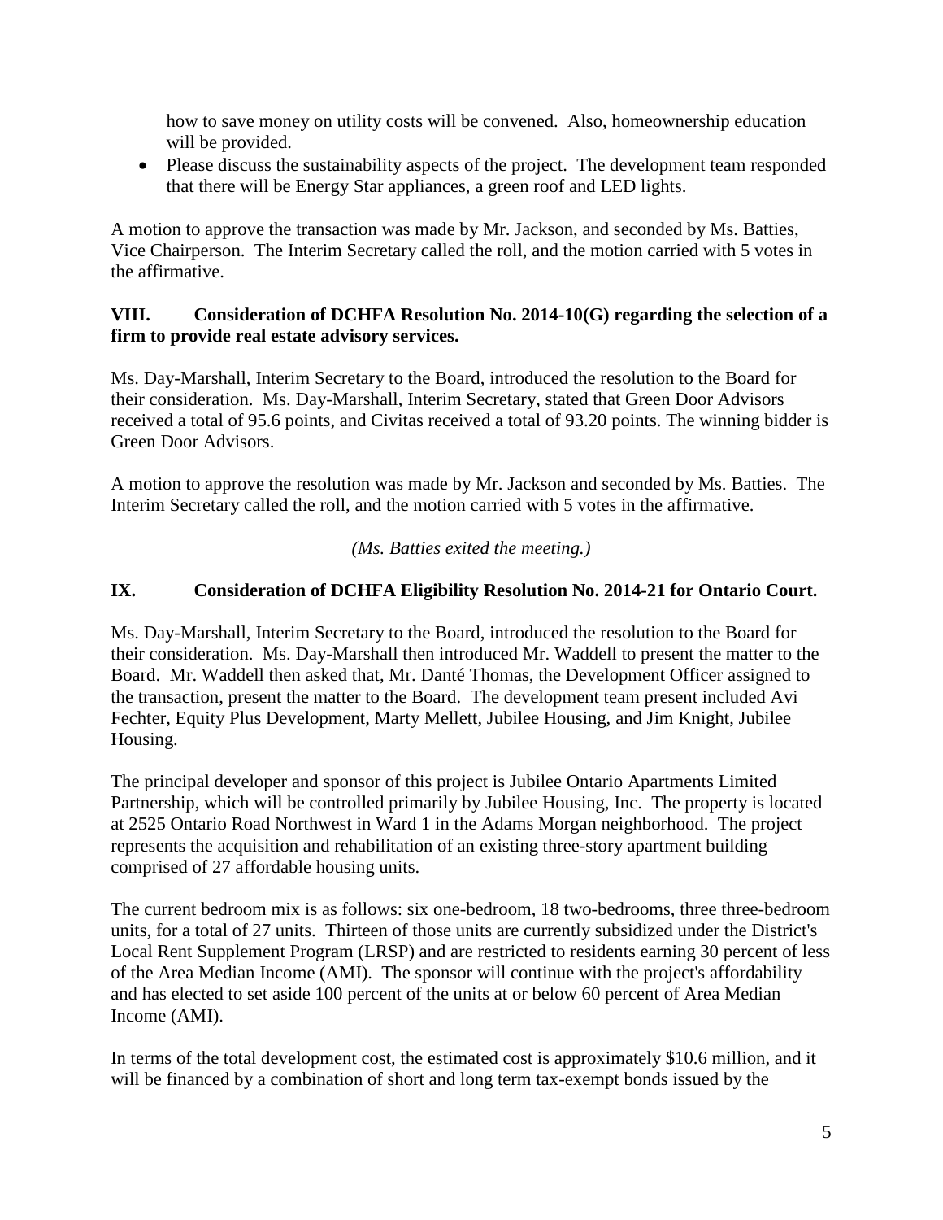how to save money on utility costs will be convened. Also, homeownership education will be provided.

- Please discuss the sustainability aspects of the project. The development team responded that there will be Energy Star appliances, a green roof and LED lights.

A motion to approve the transaction was made by Mr. Jackson, and seconded by Ms. Batties, Vice Chairperson. The Interim Secretary called the roll, and the motion carried with 5 votes in the affirmative.

**VIII. Consideration of DCHFA Resolution No. 2014-10(G) regarding the selection of a firm to provide real estate advisory services.**

Ms. Day-Marshall, Interim Secretary to the Board, introduced the resolution to the Board for their consideration. Ms. Day-Marshall, Interim Secretary, stated that Green Door Advisors received a total of 95.6 points, and Civitas received a total of 93.20 points. The winning bidder is Green Door Advisors.

A motion to approve the resolution was made by Mr. Jackson and seconded by Ms. Batties. The Interim Secretary called the roll, and the motion carried with 5 votes in the affirmative.

*(Ms. Batties exited the meeting.)*

**IX. Consideration of DCHFA Eligibility Resolution No. 2014-21 for Ontario Court.**

Ms. Day-Marshall, Interim Secretary to the Board, introduced the resolution to the Board for their consideration. Ms. Day-Marshall then introduced Mr. Waddell to present the matter to the Board. Mr. Waddell then asked that, Mr. Danté Thomas, the Development Officer assigned to the transaction, present the matter to the Board. The development team present included Avi Fechter, Equity Plus Development, Marty Mellett, Jubilee Housing, and Jim Knight, Jubilee Housing.

The principal developer and sponsor of this project is Jubilee Ontario Apartments Limited Partnership, which will be controlled primarily by Jubilee Housing, Inc. The property is located at 2525 Ontario Road Northwest in Ward 1 in the Adams Morgan neighborhood. The project represents the acquisition and rehabilitation of an existing three-story apartment building comprised of 27 affordable housing units.

The current bedroom mix is as follows: six one-bedroom, 18 two-bedrooms, three three-bedroom units, for a total of 27 units. Thirteen of those units are currently subsidized under the District's Local Rent Supplement Program (LRSP) and are restricted to residents earning 30 percent of less of the Area Median Income (AMI). The sponsor will continue with the project's affordability and has elected to set aside 100 percent of the units at or below 60 percent of Area Median Income (AMI).

In terms of the total development cost, the estimated cost is approximately $10.6 million, and it will be financed by a combination of short and long term tax-exempt bonds issued by the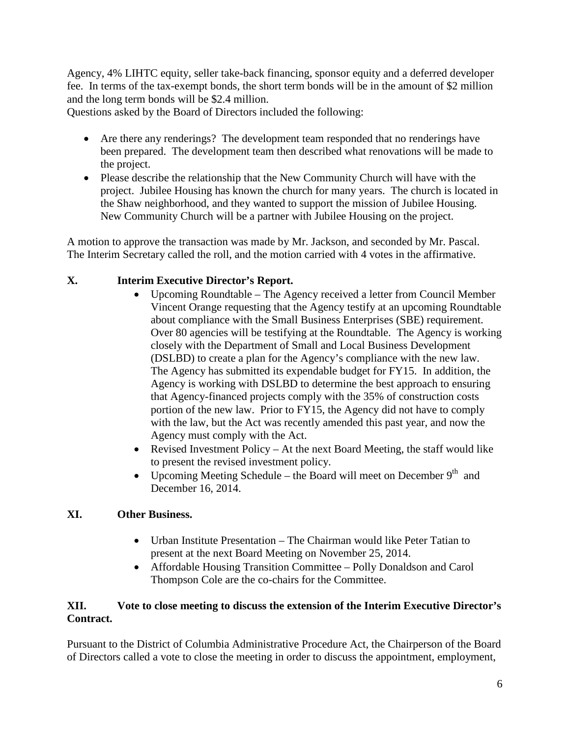Agency, 4% LIHTC equity, seller take-back financing, sponsor equity and a deferred developer fee. In terms of the tax-exempt bonds, the short term bonds will be in the amount of \$2 million and the long term bonds will be \$2.4 million.

Questions asked by the Board of Directors included the following:

- Are there any renderings? The development team responded that no renderings have been prepared. The development team then described what renovations will be made to the project.
- Please describe the relationship that the New Community Church will have with the project. Jubilee Housing has known the church for many years. The church is located in the Shaw neighborhood, and they wanted to support the mission of Jubilee Housing. New Community Church will be a partner with Jubilee Housing on the project.

A motion to approve the transaction was made by Mr. Jackson, and seconded by Mr. Pascal. The Interim Secretary called the roll, and the motion carried with 4 votes in the affirmative.

## X. Interim Executive Director's Report.

- Upcoming Roundtable – The Agency received a letter from Council Member Vincent Orange requesting that the Agency testify at an upcoming Roundtable about compliance with the Small Business Enterprises (SBE) requirement. Over 80 agencies will be testifying at the Roundtable. The Agency is working closely with the Department of Small and Local Business Development (DSLBD) to create a plan for the Agency's compliance with the new law. The Agency has submitted its expendable budget for FY15. In addition, the Agency is working with DSLBD to determine the best approach to ensuring that Agency-financed projects comply with the 35% of construction costs portion of the new law. Prior to FY15, the Agency did not have to comply with the law, but the Act was recently amended this past year, and now the Agency must comply with the Act.
- Revised Investment Policy – At the next Board Meeting, the staff would like to present the revised investment policy.
- Upcoming Meeting Schedule – the Board will meet on December 9th and December 16, 2014.

## XI. Other Business.

- Urban Institute Presentation – The Chairman would like Peter Tatian to present at the next Board Meeting on November 25, 2014.
- Affordable Housing Transition Committee – Polly Donaldson and Carol Thompson Cole are the co-chairs for the Committee.

## XII. Vote to close meeting to discuss the extension of the Interim Executive Director's Contract.

Pursuant to the District of Columbia Administrative Procedure Act, the Chairperson of the Board of Directors called a vote to close the meeting in order to discuss the appointment, employment,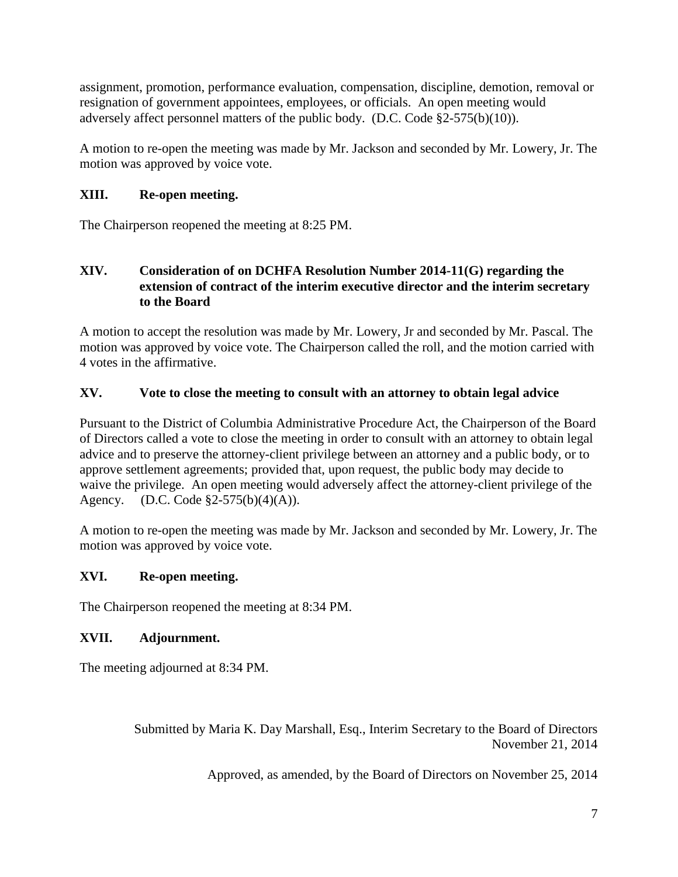assignment, promotion, performance evaluation, compensation, discipline, demotion, removal or resignation of government appointees, employees, or officials. An open meeting would adversely affect personnel matters of the public body. (D.C. Code §2-575(b)(10)).

A motion to re-open the meeting was made by Mr. Jackson and seconded by Mr. Lowery, Jr. The motion was approved by voice vote.

## XIII. Re-open meeting.

The Chairperson reopened the meeting at 8:25 PM.

## XIV. Consideration of on DCHFA Resolution Number 2014-11(G) regarding the extension of contract of the interim executive director and the interim secretary to the Board

A motion to accept the resolution was made by Mr. Lowery, Jr and seconded by Mr. Pascal. The motion was approved by voice vote. The Chairperson called the roll, and the motion carried with 4 votes in the affirmative.

## XV. Vote to close the meeting to consult with an attorney to obtain legal advice

Pursuant to the District of Columbia Administrative Procedure Act, the Chairperson of the Board of Directors called a vote to close the meeting in order to consult with an attorney to obtain legal advice and to preserve the attorney-client privilege between an attorney and a public body, or to approve settlement agreements; provided that, upon request, the public body may decide to waive the privilege. An open meeting would adversely affect the attorney-client privilege of the Agency. (D.C. Code §2-575(b)(4)(A)).

A motion to re-open the meeting was made by Mr. Jackson and seconded by Mr. Lowery, Jr. The motion was approved by voice vote.

## XVI. Re-open meeting.

The Chairperson reopened the meeting at 8:34 PM.

## XVII. Adjournment.

The meeting adjourned at 8:34 PM.

Submitted by Maria K. Day Marshall, Esq., Interim Secretary to the Board of Directors
November 21, 2014

Approved, as amended, by the Board of Directors on November 25, 2014